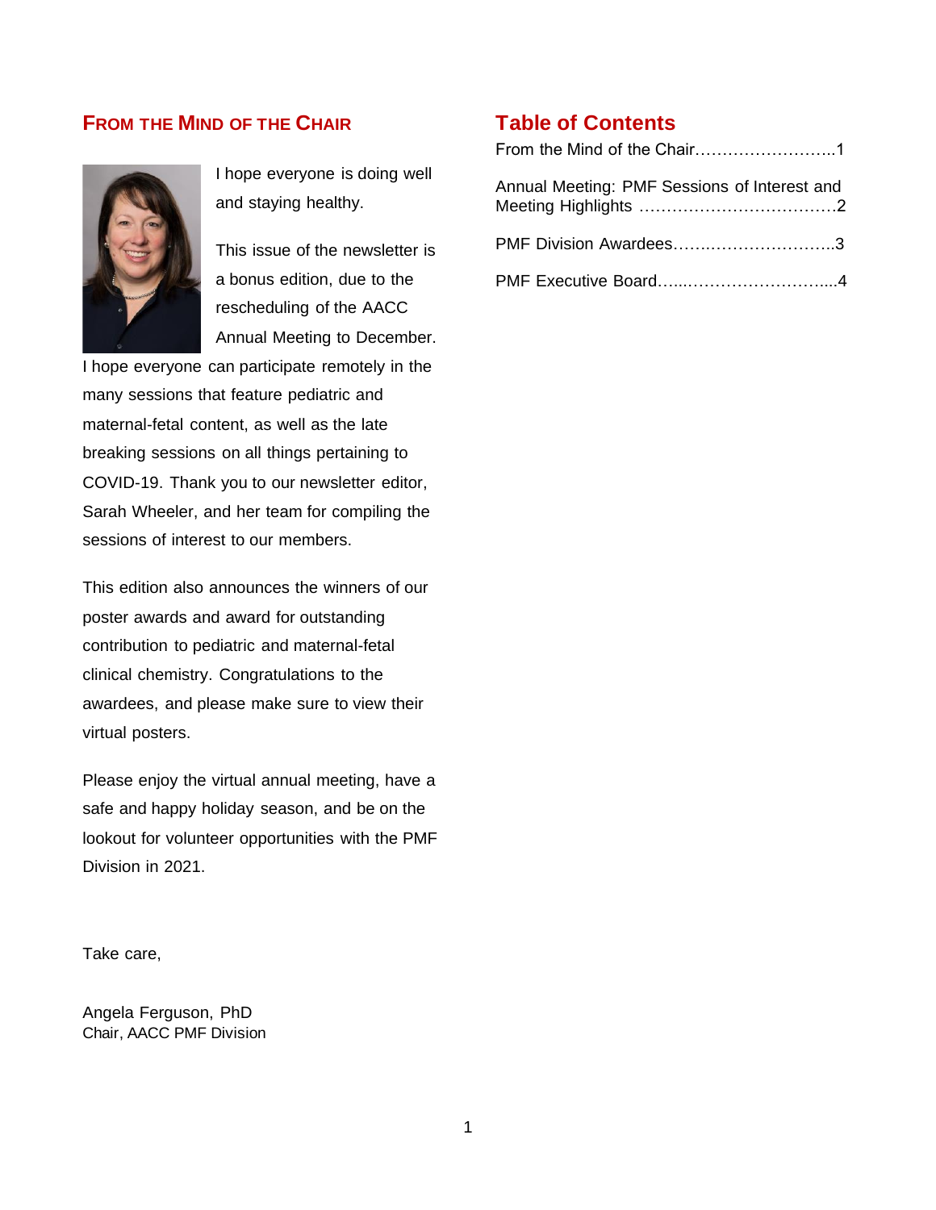## From the Mind of the Chair

I hope everyone is doing well and staying healthy.

This issue of the newsletter is a bonus edition, due to the rescheduling of the AACC Annual Meeting to December. I hope everyone can participate remotely in the many sessions that feature pediatric and maternal-fetal content, as well as the late breaking sessions on all things pertaining to COVID-19. Thank you to our newsletter editor, Sarah Wheeler, and her team for compiling the sessions of interest to our members.

This edition also announces the winners of our poster awards and award for outstanding contribution to pediatric and maternal-fetal clinical chemistry. Congratulations to the awardees, and please make sure to view their virtual posters.

Please enjoy the virtual annual meeting, have a safe and happy holiday season, and be on the lookout for volunteer opportunities with the PMF Division in 2021.

Take care,

Angela Ferguson, PhD
Chair, AACC PMF Division

## Table of Contents

From the Mind of the Chair……………………..1

Annual Meeting: PMF Sessions of Interest and Meeting Highlights ……………………………….2

PMF Division Awardees………………………….3

PMF Executive Board…...……………………....4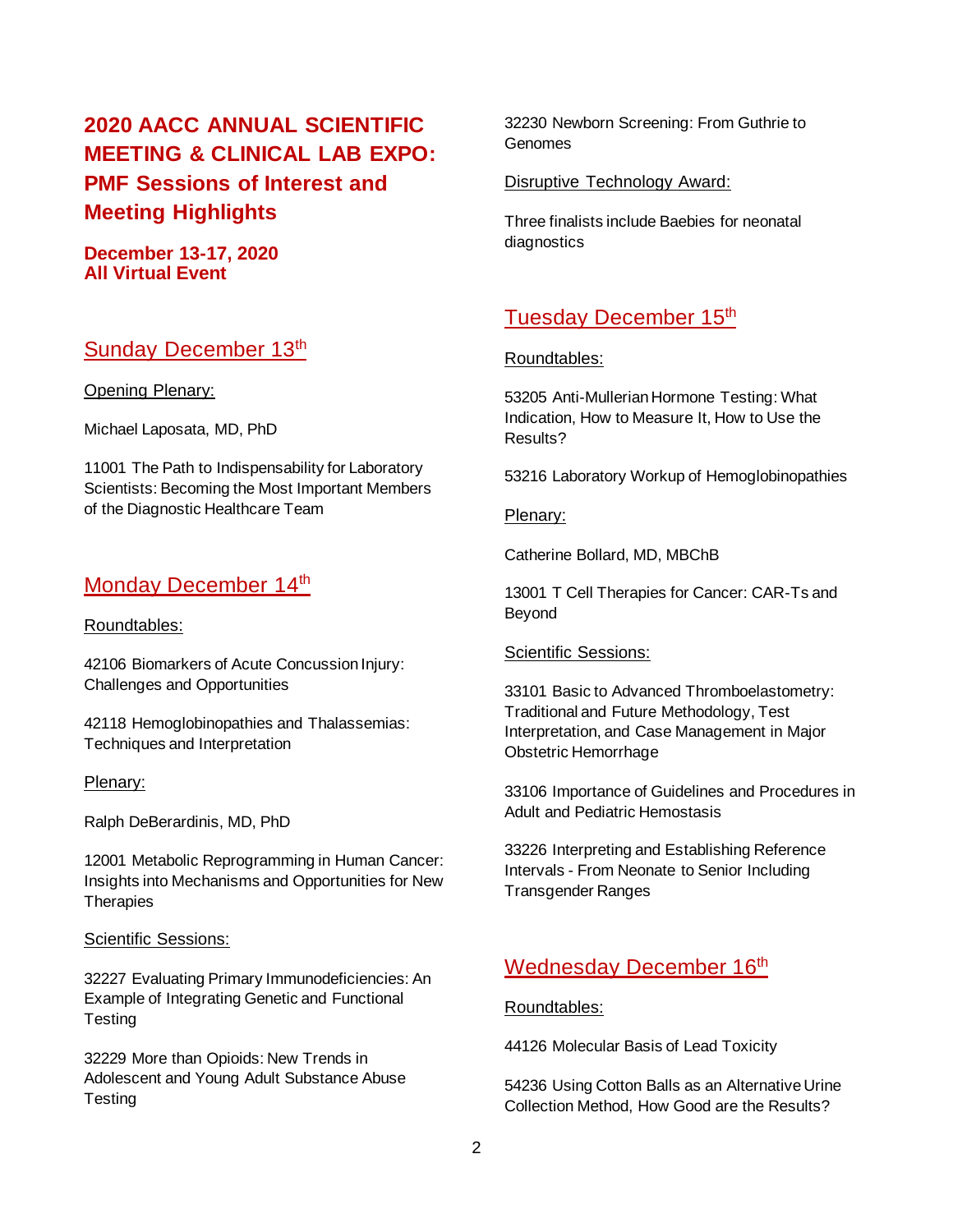# 2020 AACC ANNUAL SCIENTIFIC MEETING & CLINICAL LAB EXPO: PMF Sessions of Interest and Meeting Highlights

**December 13-17, 2020**
**All Virtual Event**

## Sunday December 13th

Opening Plenary:

Michael Laposata, MD, PhD

11001 The Path to Indispensability for Laboratory Scientists: Becoming the Most Important Members of the Diagnostic Healthcare Team

## Monday December 14th

Roundtables:

42106 Biomarkers of Acute Concussion Injury: Challenges and Opportunities

42118 Hemoglobinopathies and Thalassemias: Techniques and Interpretation

Plenary:

Ralph DeBerardinis, MD, PhD

12001 Metabolic Reprogramming in Human Cancer: Insights into Mechanisms and Opportunities for New Therapies

Scientific Sessions:

32227 Evaluating Primary Immunodeficiencies: An Example of Integrating Genetic and Functional Testing

32229 More than Opioids: New Trends in Adolescent and Young Adult Substance Abuse Testing

32230 Newborn Screening: From Guthrie to Genomes

Disruptive Technology Award:

Three finalists include Baebies for neonatal diagnostics

## Tuesday December 15th

Roundtables:

53205 Anti-Mullerian Hormone Testing: What Indication, How to Measure It, How to Use the Results?

53216 Laboratory Workup of Hemoglobinopathies

Plenary:

Catherine Bollard, MD, MBChB

13001 T Cell Therapies for Cancer: CAR-Ts and Beyond

Scientific Sessions:

33101 Basic to Advanced Thromboelastometry: Traditional and Future Methodology, Test Interpretation, and Case Management in Major Obstetric Hemorrhage

33106 Importance of Guidelines and Procedures in Adult and Pediatric Hemostasis

33226 Interpreting and Establishing Reference Intervals - From Neonate to Senior Including Transgender Ranges

## Wednesday December 16th

Roundtables:

44126 Molecular Basis of Lead Toxicity

54236 Using Cotton Balls as an Alternative Urine Collection Method, How Good are the Results?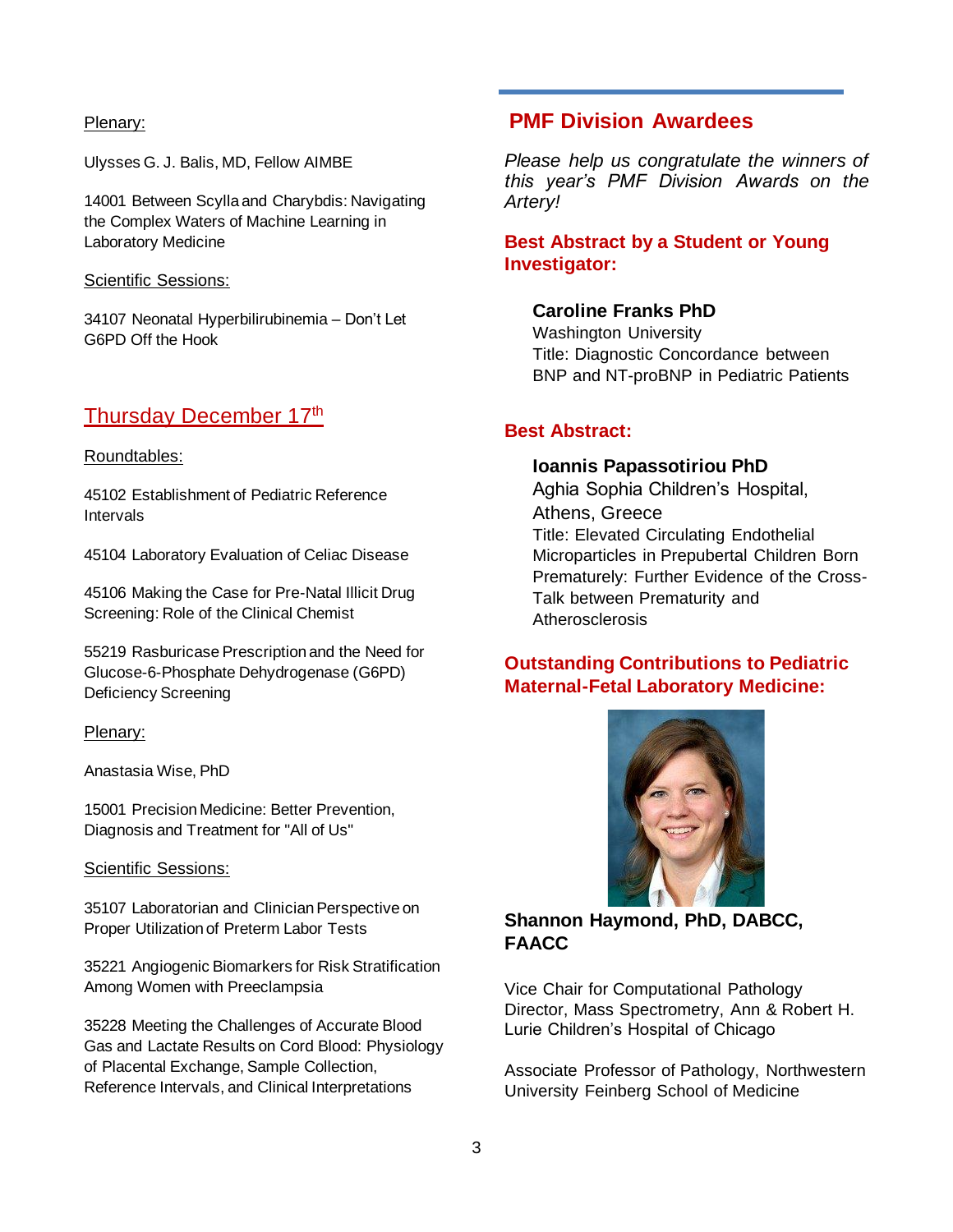Plenary:

Ulysses G. J. Balis, MD, Fellow AIMBE

14001 Between Scylla and Charybdis: Navigating the Complex Waters of Machine Learning in Laboratory Medicine

Scientific Sessions:

34107 Neonatal Hyperbilirubinemia – Don't Let G6PD Off the Hook

## Thursday December 17th

Roundtables:

45102 Establishment of Pediatric Reference Intervals

45104 Laboratory Evaluation of Celiac Disease

45106 Making the Case for Pre-Natal Illicit Drug Screening: Role of the Clinical Chemist

55219 Rasburicase Prescription and the Need for Glucose-6-Phosphate Dehydrogenase (G6PD) Deficiency Screening

Plenary:

Anastasia Wise, PhD

15001 Precision Medicine: Better Prevention, Diagnosis and Treatment for "All of Us"

Scientific Sessions:

35107 Laboratorian and Clinician Perspective on Proper Utilization of Preterm Labor Tests

35221 Angiogenic Biomarkers for Risk Stratification Among Women with Preeclampsia

35228 Meeting the Challenges of Accurate Blood Gas and Lactate Results on Cord Blood: Physiology of Placental Exchange, Sample Collection, Reference Intervals, and Clinical Interpretations

## PMF Division Awardees

*Please help us congratulate the winners of this year's PMF Division Awards on the Artery!*

### Best Abstract by a Student or Young Investigator:

**Caroline Franks PhD**
Washington University
Title: Diagnostic Concordance between BNP and NT-proBNP in Pediatric Patients

### Best Abstract:

**Ioannis Papassotiriou PhD**
Aghia Sophia Children's Hospital, Athens, Greece
Title: Elevated Circulating Endothelial Microparticles in Prepubertal Children Born Prematurely: Further Evidence of the Cross-Talk between Prematurity and Atherosclerosis

### Outstanding Contributions to Pediatric Maternal-Fetal Laboratory Medicine:

**Shannon Haymond, PhD, DABCC, FAACC**

Vice Chair for Computational Pathology
Director, Mass Spectrometry, Ann & Robert H. Lurie Children's Hospital of Chicago

Associate Professor of Pathology, Northwestern University Feinberg School of Medicine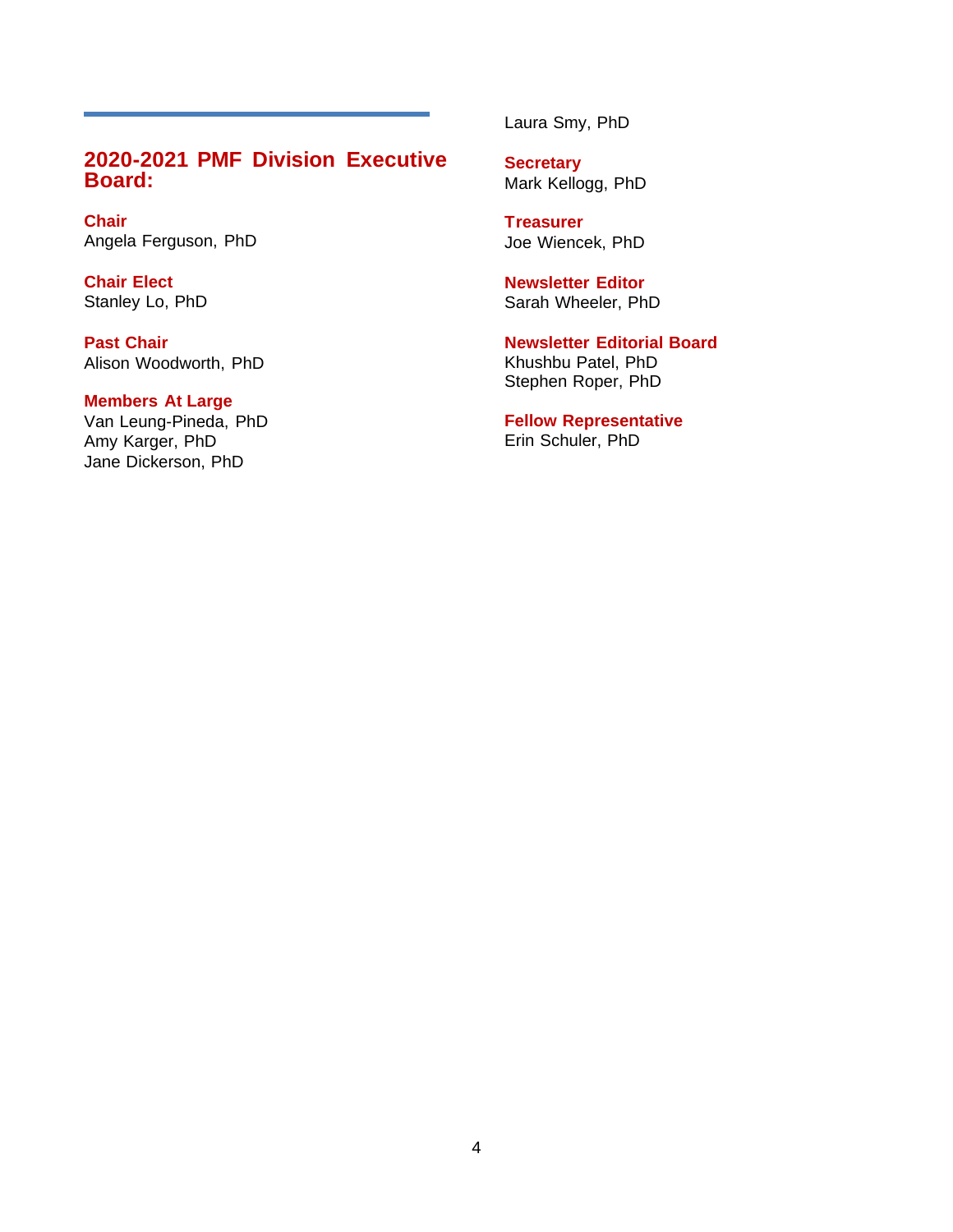## 2020-2021 PMF Division Executive Board:

**Chair**
Angela Ferguson, PhD

**Chair Elect**
Stanley Lo, PhD

**Past Chair**
Alison Woodworth, PhD

**Members At Large**
Van Leung-Pineda, PhD
Amy Karger, PhD
Jane Dickerson, PhD
Laura Smy, PhD

**Secretary**
Mark Kellogg, PhD

**Treasurer**
Joe Wiencek, PhD

**Newsletter Editor**
Sarah Wheeler, PhD

**Newsletter Editorial Board**
Khushbu Patel, PhD
Stephen Roper, PhD

**Fellow Representative**
Erin Schuler, PhD